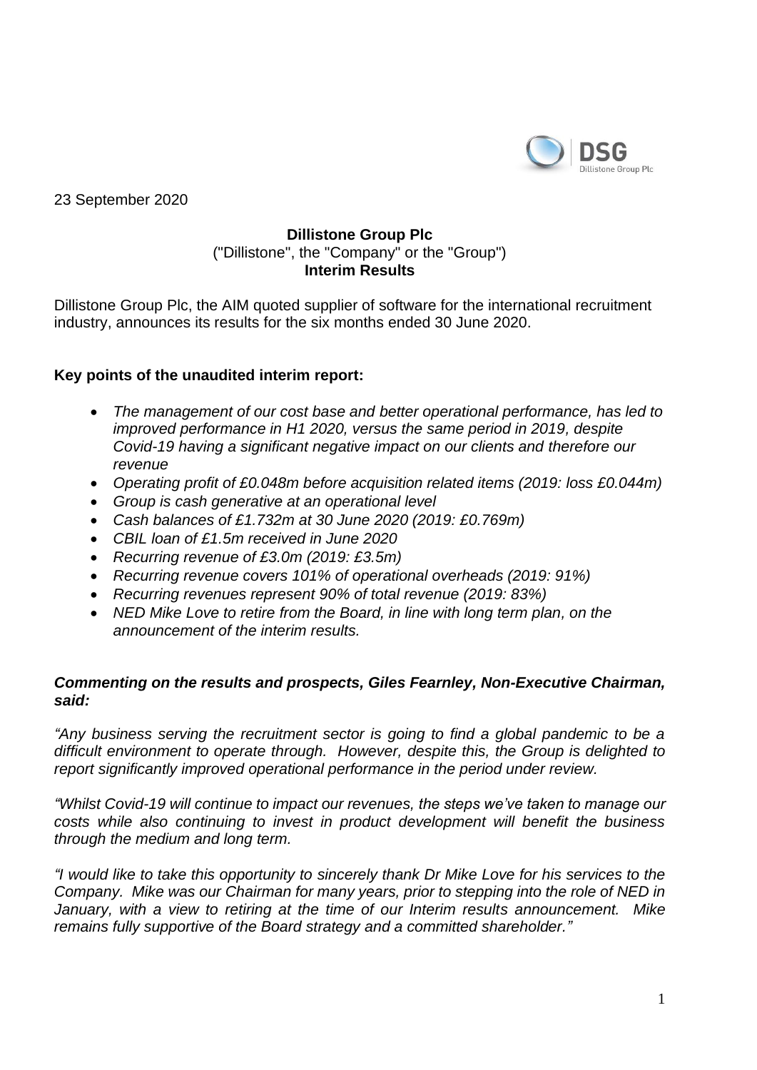23 September 2020

**Dillistone Group Plc**
("Dillistone", the "Company" or the "Group")
**Interim Results**

Dillistone Group Plc, the AIM quoted supplier of software for the international recruitment industry, announces its results for the six months ended 30 June 2020.

**Key points of the unaudited interim report:**

- *The management of our cost base and better operational performance, has led to improved performance in H1 2020, versus the same period in 2019, despite Covid-19 having a significant negative impact on our clients and therefore our revenue*
- *Operating profit of £0.048m before acquisition related items (2019: loss £0.044m)*
- *Group is cash generative at an operational level*
- *Cash balances of £1.732m at 30 June 2020 (2019: £0.769m)*
- *CBIL loan of £1.5m received in June 2020*
- *Recurring revenue of £3.0m (2019: £3.5m)*
- *Recurring revenue covers 101% of operational overheads (2019: 91%)*
- *Recurring revenues represent 90% of total revenue (2019: 83%)*
- *NED Mike Love to retire from the Board, in line with long term plan, on the announcement of the interim results.*

***Commenting on the results and prospects, Giles Fearnley, Non-Executive Chairman, said:***

*"Any business serving the recruitment sector is going to find a global pandemic to be a difficult environment to operate through. However, despite this, the Group is delighted to report significantly improved operational performance in the period under review.*

*"Whilst Covid-19 will continue to impact our revenues, the steps we've taken to manage our costs while also continuing to invest in product development will benefit the business through the medium and long term.*

*"I would like to take this opportunity to sincerely thank Dr Mike Love for his services to the Company. Mike was our Chairman for many years, prior to stepping into the role of NED in January, with a view to retiring at the time of our Interim results announcement. Mike remains fully supportive of the Board strategy and a committed shareholder."*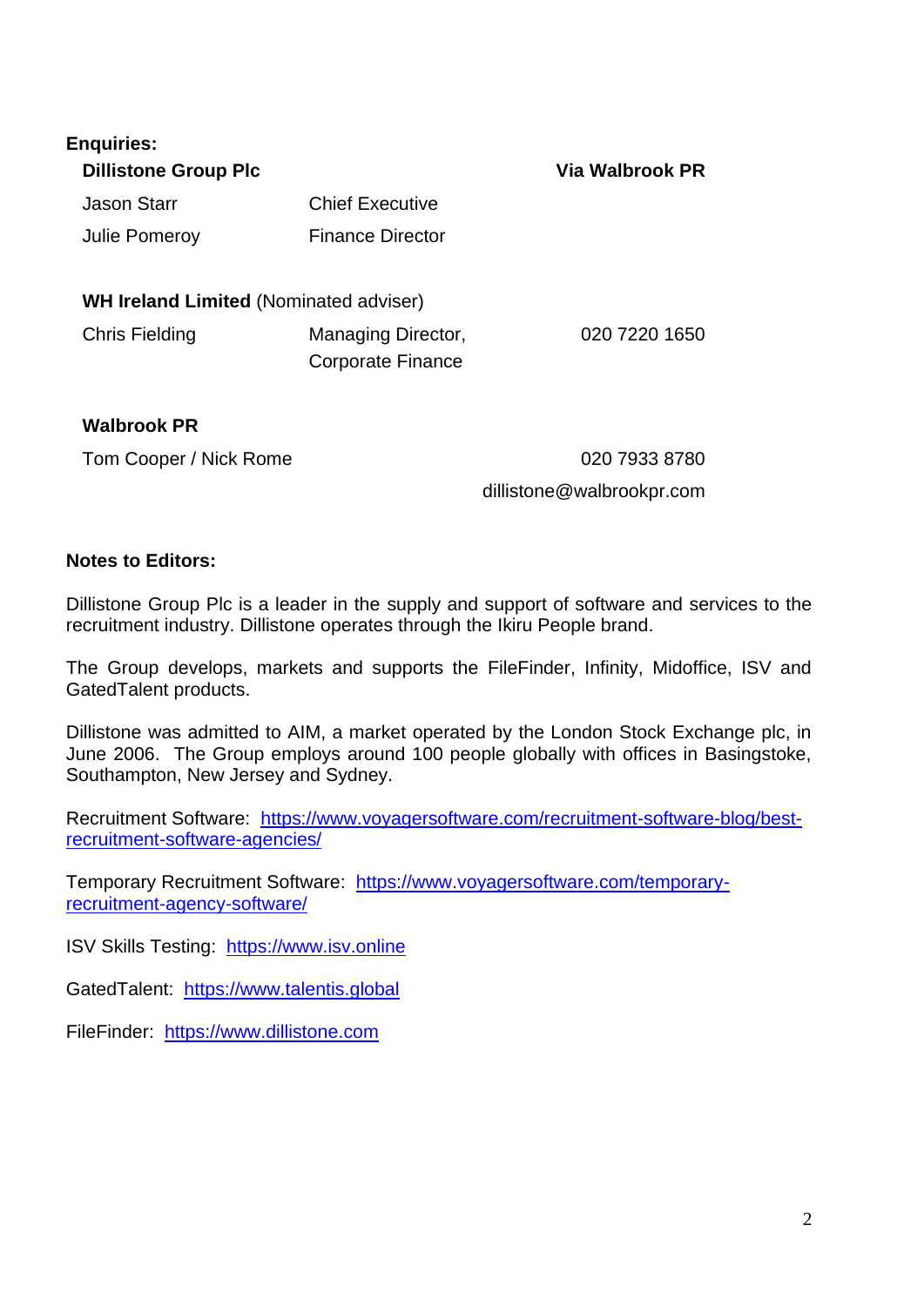**Enquiries:**

| **Dillistone Group Plc** | | **Via Walbrook PR** |
|---|---|---|
| Jason Starr | Chief Executive | |
| Julie Pomeroy | Finance Director | |
| | | |
| **WH Ireland Limited** (Nominated adviser) | | |
| Chris Fielding | Managing Director, Corporate Finance | 020 7220 1650 |
| | | |
| **Walbrook PR** | | |
| Tom Cooper / Nick Rome | | 020 7933 8780 |
| | | dillistone@walbrookpr.com |

**Notes to Editors:**

Dillistone Group Plc is a leader in the supply and support of software and services to the recruitment industry. Dillistone operates through the Ikiru People brand.

The Group develops, markets and supports the FileFinder, Infinity, Midoffice, ISV and GatedTalent products.

Dillistone was admitted to AIM, a market operated by the London Stock Exchange plc, in June 2006. The Group employs around 100 people globally with offices in Basingstoke, Southampton, New Jersey and Sydney.

Recruitment Software: https://www.voyagersoftware.com/recruitment-software-blog/best-recruitment-software-agencies/

Temporary Recruitment Software: https://www.voyagersoftware.com/temporary-recruitment-agency-software/

ISV Skills Testing: https://www.isv.online

GatedTalent: https://www.talentis.global

FileFinder: https://www.dillistone.com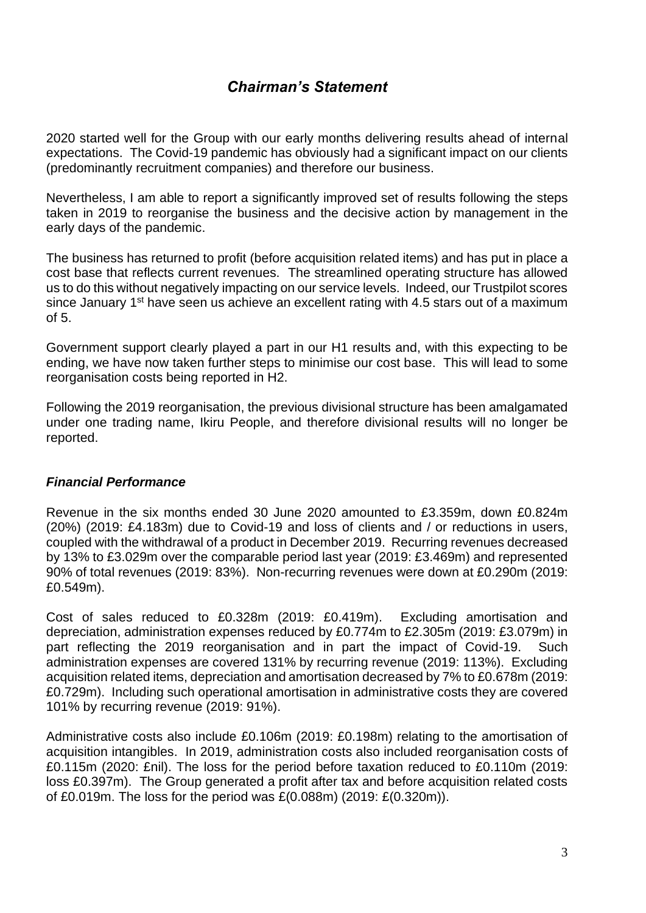# *Chairman's Statement*

2020 started well for the Group with our early months delivering results ahead of internal expectations. The Covid-19 pandemic has obviously had a significant impact on our clients (predominantly recruitment companies) and therefore our business.

Nevertheless, I am able to report a significantly improved set of results following the steps taken in 2019 to reorganise the business and the decisive action by management in the early days of the pandemic.

The business has returned to profit (before acquisition related items) and has put in place a cost base that reflects current revenues. The streamlined operating structure has allowed us to do this without negatively impacting on our service levels. Indeed, our Trustpilot scores since January 1st have seen us achieve an excellent rating with 4.5 stars out of a maximum of 5.

Government support clearly played a part in our H1 results and, with this expecting to be ending, we have now taken further steps to minimise our cost base. This will lead to some reorganisation costs being reported in H2.

Following the 2019 reorganisation, the previous divisional structure has been amalgamated under one trading name, Ikiru People, and therefore divisional results will no longer be reported.

## *Financial Performance*

Revenue in the six months ended 30 June 2020 amounted to £3.359m, down £0.824m (20%) (2019: £4.183m) due to Covid-19 and loss of clients and / or reductions in users, coupled with the withdrawal of a product in December 2019. Recurring revenues decreased by 13% to £3.029m over the comparable period last year (2019: £3.469m) and represented 90% of total revenues (2019: 83%). Non-recurring revenues were down at £0.290m (2019: £0.549m).

Cost of sales reduced to £0.328m (2019: £0.419m). Excluding amortisation and depreciation, administration expenses reduced by £0.774m to £2.305m (2019: £3.079m) in part reflecting the 2019 reorganisation and in part the impact of Covid-19. Such administration expenses are covered 131% by recurring revenue (2019: 113%). Excluding acquisition related items, depreciation and amortisation decreased by 7% to £0.678m (2019: £0.729m). Including such operational amortisation in administrative costs they are covered 101% by recurring revenue (2019: 91%).

Administrative costs also include £0.106m (2019: £0.198m) relating to the amortisation of acquisition intangibles. In 2019, administration costs also included reorganisation costs of £0.115m (2020: £nil). The loss for the period before taxation reduced to £0.110m (2019: loss £0.397m). The Group generated a profit after tax and before acquisition related costs of £0.019m. The loss for the period was £(0.088m) (2019: £(0.320m)).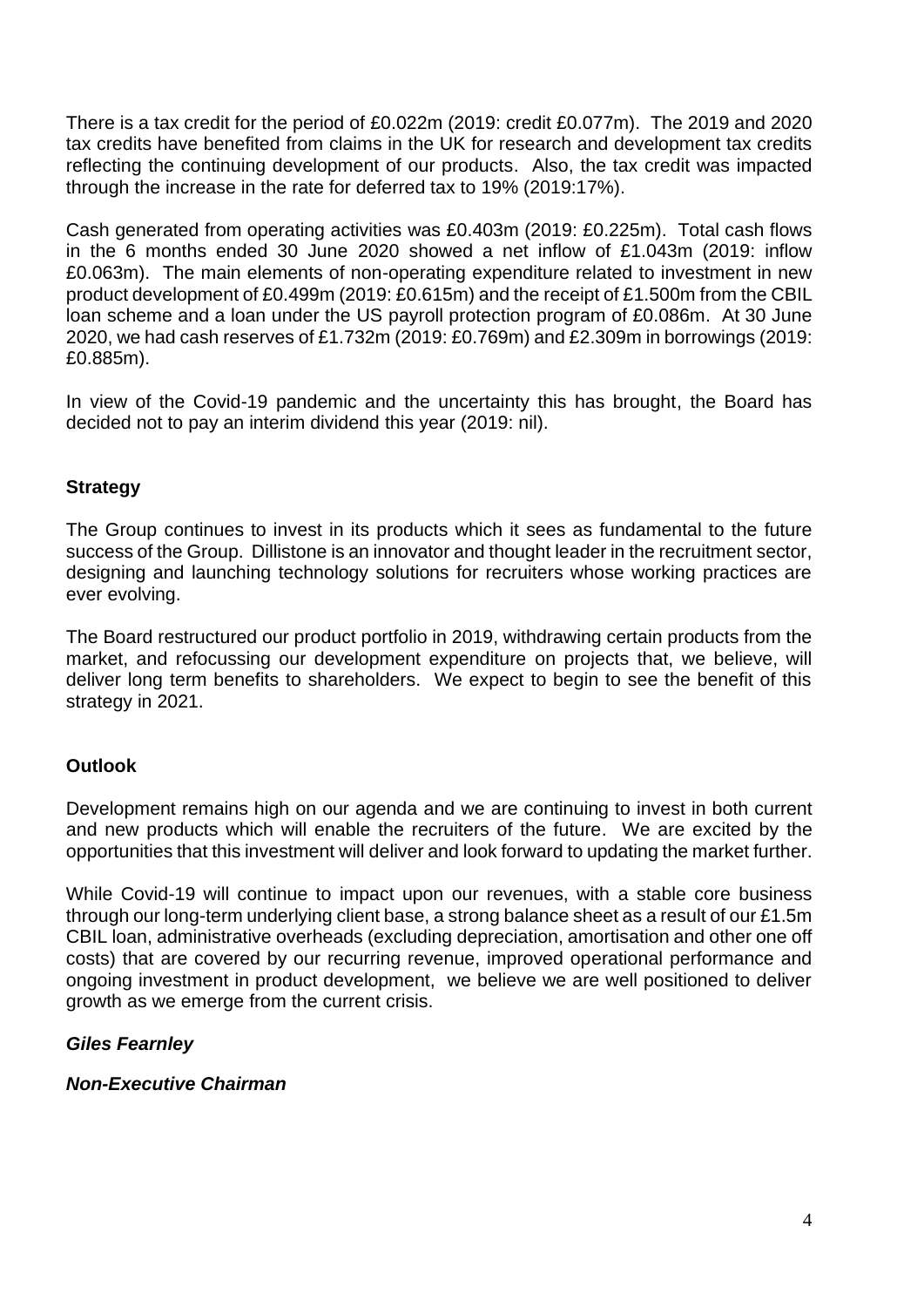There is a tax credit for the period of £0.022m (2019: credit £0.077m). The 2019 and 2020 tax credits have benefited from claims in the UK for research and development tax credits reflecting the continuing development of our products. Also, the tax credit was impacted through the increase in the rate for deferred tax to 19% (2019:17%).

Cash generated from operating activities was £0.403m (2019: £0.225m). Total cash flows in the 6 months ended 30 June 2020 showed a net inflow of £1.043m (2019: inflow £0.063m). The main elements of non-operating expenditure related to investment in new product development of £0.499m (2019: £0.615m) and the receipt of £1.500m from the CBIL loan scheme and a loan under the US payroll protection program of £0.086m. At 30 June 2020, we had cash reserves of £1.732m (2019: £0.769m) and £2.309m in borrowings (2019: £0.885m).

In view of the Covid-19 pandemic and the uncertainty this has brought, the Board has decided not to pay an interim dividend this year (2019: nil).

## Strategy

The Group continues to invest in its products which it sees as fundamental to the future success of the Group. Dillistone is an innovator and thought leader in the recruitment sector, designing and launching technology solutions for recruiters whose working practices are ever evolving.

The Board restructured our product portfolio in 2019, withdrawing certain products from the market, and refocussing our development expenditure on projects that, we believe, will deliver long term benefits to shareholders. We expect to begin to see the benefit of this strategy in 2021.

## Outlook

Development remains high on our agenda and we are continuing to invest in both current and new products which will enable the recruiters of the future. We are excited by the opportunities that this investment will deliver and look forward to updating the market further.

While Covid-19 will continue to impact upon our revenues, with a stable core business through our long-term underlying client base, a strong balance sheet as a result of our £1.5m CBIL loan, administrative overheads (excluding depreciation, amortisation and other one off costs) that are covered by our recurring revenue, improved operational performance and ongoing investment in product development, we believe we are well positioned to deliver growth as we emerge from the current crisis.

***Giles Fearnley***

***Non-Executive Chairman***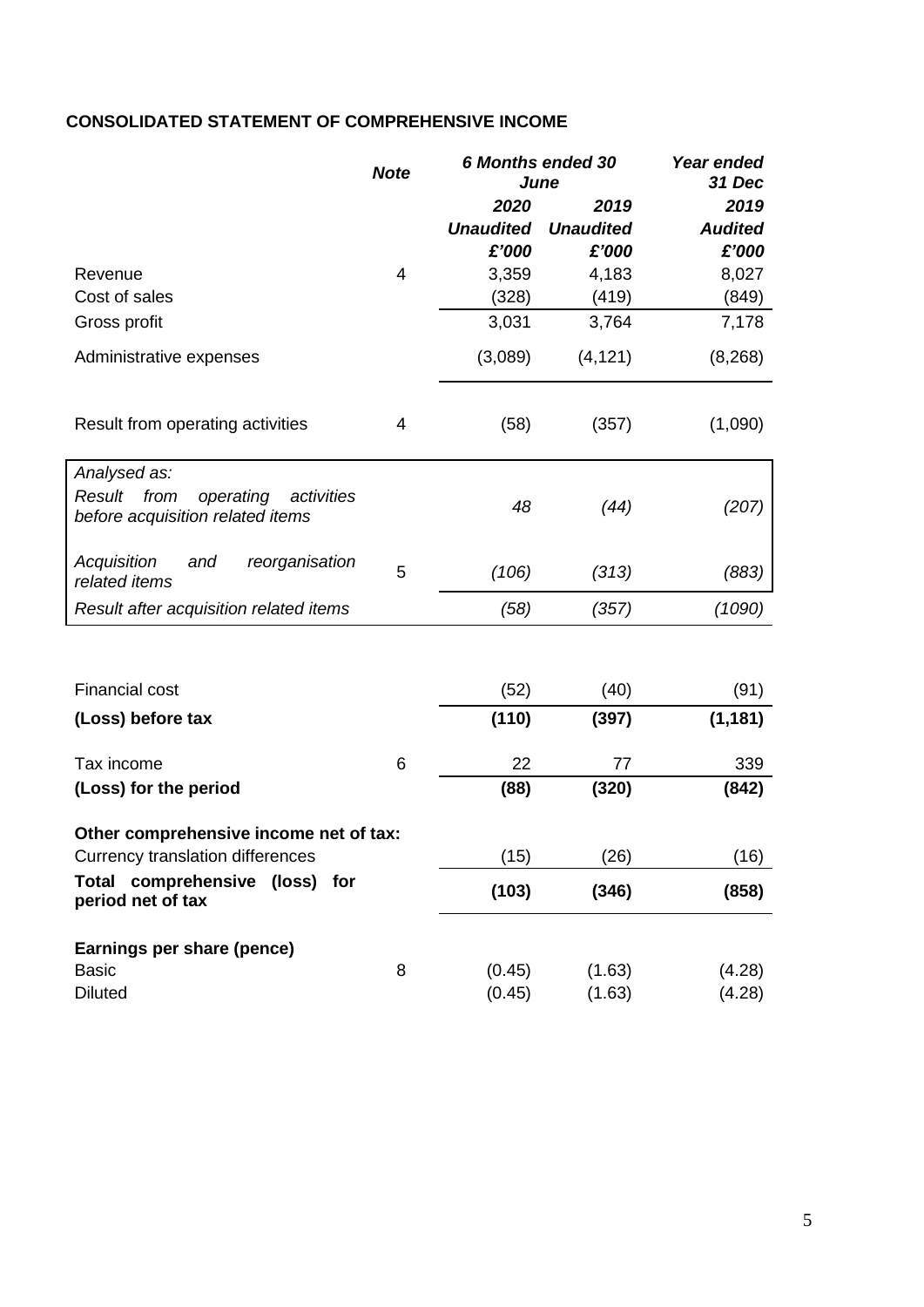**CONSOLIDATED STATEMENT OF COMPREHENSIVE INCOME**

| | *Note* | *6 Months ended 30 June* | | *Year ended 31 Dec* |
|---|---|---|---|---|
| | | *2020* | *2019* | *2019* |
| | | *Unaudited* | *Unaudited* | *Audited* |
| | | *£'000* | *£'000* | *£'000* |
| Revenue | 4 | 3,359 | 4,183 | 8,027 |
| Cost of sales | | (328) | (419) | (849) |
| Gross profit | | 3,031 | 3,764 | 7,178 |
| Administrative expenses | | (3,089) | (4,121) | (8,268) |
| Result from operating activities | 4 | (58) | (357) | (1,090) |
| *Analysed as:* | | | | |
| *Result from operating activities before acquisition related items* | | *48* | *(44)* | *(207)* |
| *Acquisition and reorganisation related items* | 5 | *(106)* | *(313)* | *(883)* |
| *Result after acquisition related items* | | *(58)* | *(357)* | *(1090)* |
| Financial cost | | (52) | (40) | (91) |
| **(Loss) before tax** | | **(110)** | **(397)** | **(1,181)** |
| Tax income | 6 | 22 | 77 | 339 |
| **(Loss) for the period** | | **(88)** | **(320)** | **(842)** |
| **Other comprehensive income net of tax:** | | | | |
| Currency translation differences | | (15) | (26) | (16) |
| **Total comprehensive (loss) for period net of tax** | | **(103)** | **(346)** | **(858)** |
| **Earnings per share (pence)** | | | | |
| Basic | 8 | (0.45) | (1.63) | (4.28) |
| Diluted | | (0.45) | (1.63) | (4.28) |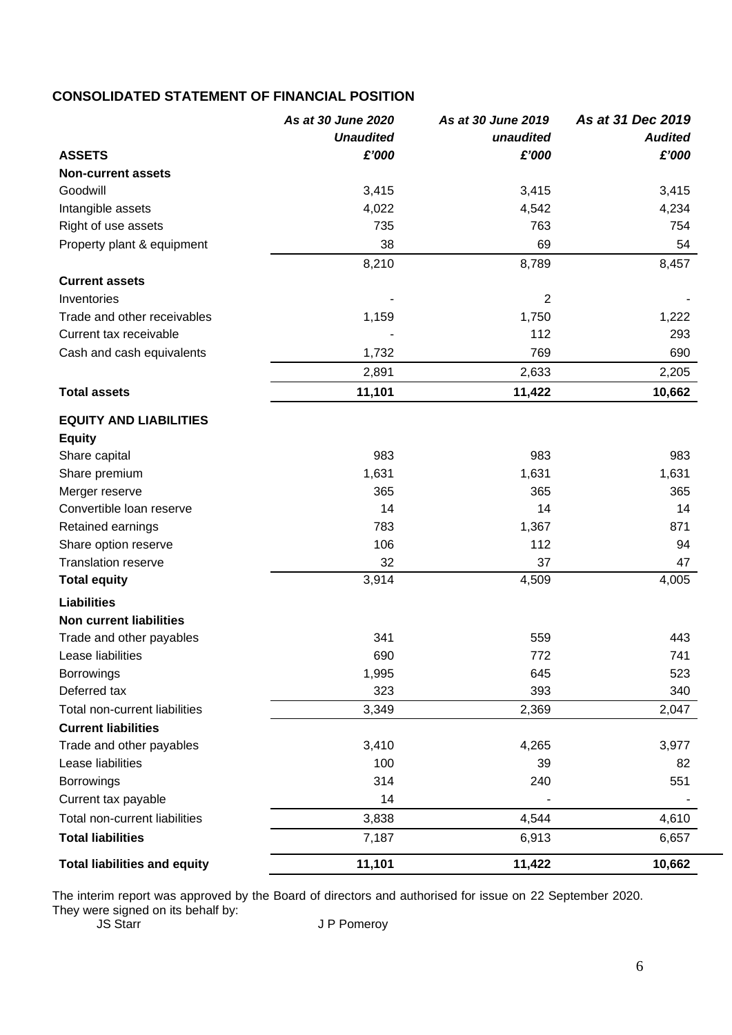## CONSOLIDATED STATEMENT OF FINANCIAL POSITION

| | *As at 30 June 2020* | *As at 30 June 2019* | *As at 31 Dec 2019* |
|---|---|---|---|
| | ***Unaudited*** | ***unaudited*** | ***Audited*** |
| **ASSETS** | ***£'000*** | ***£'000*** | ***£'000*** |
| **Non-current assets** | | | |
| Goodwill | 3,415 | 3,415 | 3,415 |
| Intangible assets | 4,022 | 4,542 | 4,234 |
| Right of use assets | 735 | 763 | 754 |
| Property plant & equipment | 38 | 69 | 54 |
| | 8,210 | 8,789 | 8,457 |
| **Current assets** | | | |
| Inventories | - | 2 | - |
| Trade and other receivables | 1,159 | 1,750 | 1,222 |
| Current tax receivable | - | 112 | 293 |
| Cash and cash equivalents | 1,732 | 769 | 690 |
| | 2,891 | 2,633 | 2,205 |
| **Total assets** | **11,101** | **11,422** | **10,662** |
| **EQUITY AND LIABILITIES** | | | |
| **Equity** | | | |
| Share capital | 983 | 983 | 983 |
| Share premium | 1,631 | 1,631 | 1,631 |
| Merger reserve | 365 | 365 | 365 |
| Convertible loan reserve | 14 | 14 | 14 |
| Retained earnings | 783 | 1,367 | 871 |
| Share option reserve | 106 | 112 | 94 |
| Translation reserve | 32 | 37 | 47 |
| **Total equity** | 3,914 | 4,509 | 4,005 |
| **Liabilities** | | | |
| **Non current liabilities** | | | |
| Trade and other payables | 341 | 559 | 443 |
| Lease liabilities | 690 | 772 | 741 |
| Borrowings | 1,995 | 645 | 523 |
| Deferred tax | 323 | 393 | 340 |
| Total non-current liabilities | 3,349 | 2,369 | 2,047 |
| **Current liabilities** | | | |
| Trade and other payables | 3,410 | 4,265 | 3,977 |
| Lease liabilities | 100 | 39 | 82 |
| Borrowings | 314 | 240 | 551 |
| Current tax payable | 14 | - | - |
| Total non-current liabilities | 3,838 | 4,544 | 4,610 |
| **Total liabilities** | 7,187 | 6,913 | 6,657 |
| **Total liabilities and equity** | **11,101** | **11,422** | **10,662** |

The interim report was approved by the Board of directors and authorised for issue on 22 September 2020.
They were signed on its behalf by:

JS Starr J P Pomeroy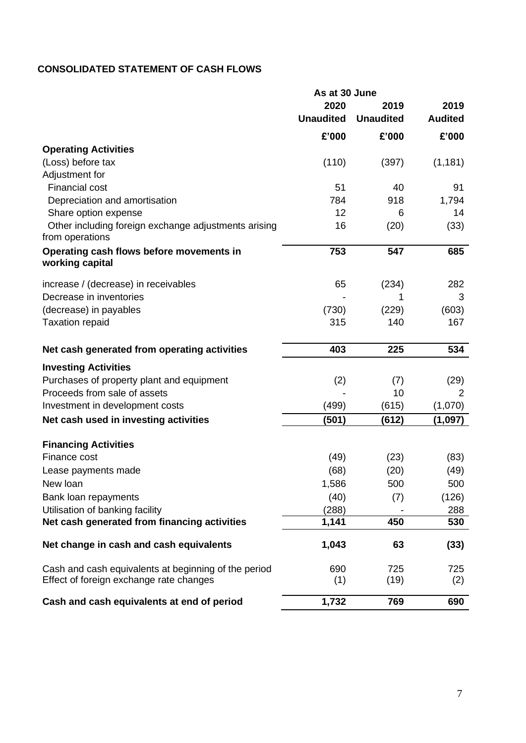## CONSOLIDATED STATEMENT OF CASH FLOWS

| | As at 30 June | | |
|---|---|---|---|
| | 2020 | 2019 | 2019 |
| | Unaudited | Unaudited | Audited |
| | £'000 | £'000 | £'000 |
| **Operating Activities** | | | |
| (Loss) before tax | (110) | (397) | (1,181) |
| Adjustment for | | | |
| Financial cost | 51 | 40 | 91 |
| Depreciation and amortisation | 784 | 918 | 1,794 |
| Share option expense | 12 | 6 | 14 |
| Other including foreign exchange adjustments arising from operations | 16 | (20) | (33) |
| **Operating cash flows before movements in working capital** | **753** | **547** | **685** |
| increase / (decrease) in receivables | 65 | (234) | 282 |
| Decrease in inventories | - | 1 | 3 |
| (decrease) in payables | (730) | (229) | (603) |
| Taxation repaid | 315 | 140 | 167 |
| **Net cash generated from operating activities** | **403** | **225** | **534** |
| **Investing Activities** | | | |
| Purchases of property plant and equipment | (2) | (7) | (29) |
| Proceeds from sale of assets | - | 10 | 2 |
| Investment in development costs | (499) | (615) | (1,070) |
| **Net cash used in investing activities** | **(501)** | **(612)** | **(1,097)** |
| **Financing Activities** | | | |
| Finance cost | (49) | (23) | (83) |
| Lease payments made | (68) | (20) | (49) |
| New loan | 1,586 | 500 | 500 |
| Bank loan repayments | (40) | (7) | (126) |
| Utilisation of banking facility | (288) | - | 288 |
| **Net cash generated from financing activities** | **1,141** | **450** | **530** |
| **Net change in cash and cash equivalents** | **1,043** | **63** | **(33)** |
| Cash and cash equivalents at beginning of the period | 690 | 725 | 725 |
| Effect of foreign exchange rate changes | (1) | (19) | (2) |
| **Cash and cash equivalents at end of period** | **1,732** | **769** | **690** |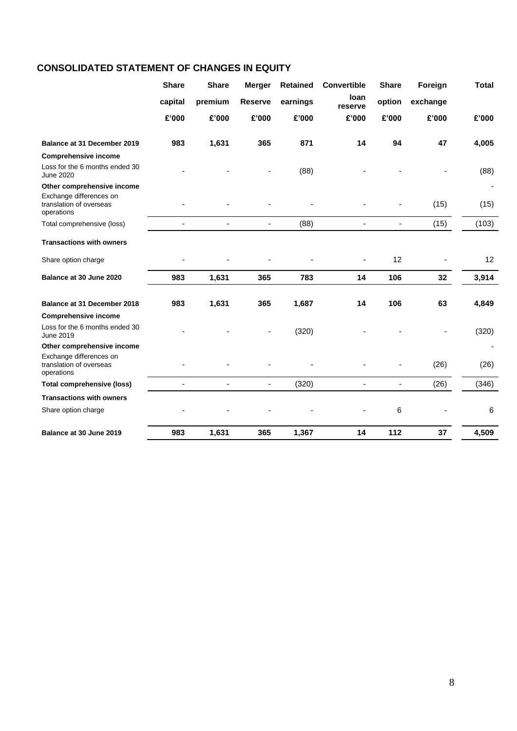## CONSOLIDATED STATEMENT OF CHANGES IN EQUITY

| | Share capital | Share premium | Merger Reserve | Retained earnings | Convertible loan reserve | Share option | Foreign exchange | Total |
|---|---|---|---|---|---|---|---|---|
| | £'000 | £'000 | £'000 | £'000 | £'000 | £'000 | £'000 | £'000 |
| **Balance at 31 December 2019** | **983** | **1,631** | **365** | **871** | **14** | **94** | **47** | **4,005** |
| **Comprehensive income** | | | | | | | | |
| Loss for the 6 months ended 30 June 2020 | - | - | - | (88) | - | - | - | (88) |
| **Other comprehensive income** | | | | | | | | - |
| Exchange differences on translation of overseas operations | - | - | - | - | - | - | (15) | (15) |
| Total comprehensive (loss) | - | - | - | (88) | - | - | (15) | (103) |
| **Transactions with owners** | | | | | | | | |
| Share option charge | - | - | - | - | - | 12 | - | 12 |
| **Balance at 30 June 2020** | **983** | **1,631** | **365** | **783** | **14** | **106** | **32** | **3,914** |
| | | | | | | | | |
| **Balance at 31 December 2018** | **983** | **1,631** | **365** | **1,687** | **14** | **106** | **63** | **4,849** |
| **Comprehensive income** | | | | | | | | |
| Loss for the 6 months ended 30 June 2019 | - | - | - | (320) | - | - | - | (320) |
| **Other comprehensive income** | | | | | | | | - |
| Exchange differences on translation of overseas operations | - | - | - | - | - | - | (26) | (26) |
| **Total comprehensive (loss)** | - | - | - | (320) | - | - | (26) | (346) |
| **Transactions with owners** | | | | | | | | |
| Share option charge | - | - | - | - | - | 6 | - | 6 |
| **Balance at 30 June 2019** | **983** | **1,631** | **365** | **1,367** | **14** | **112** | **37** | **4,509** |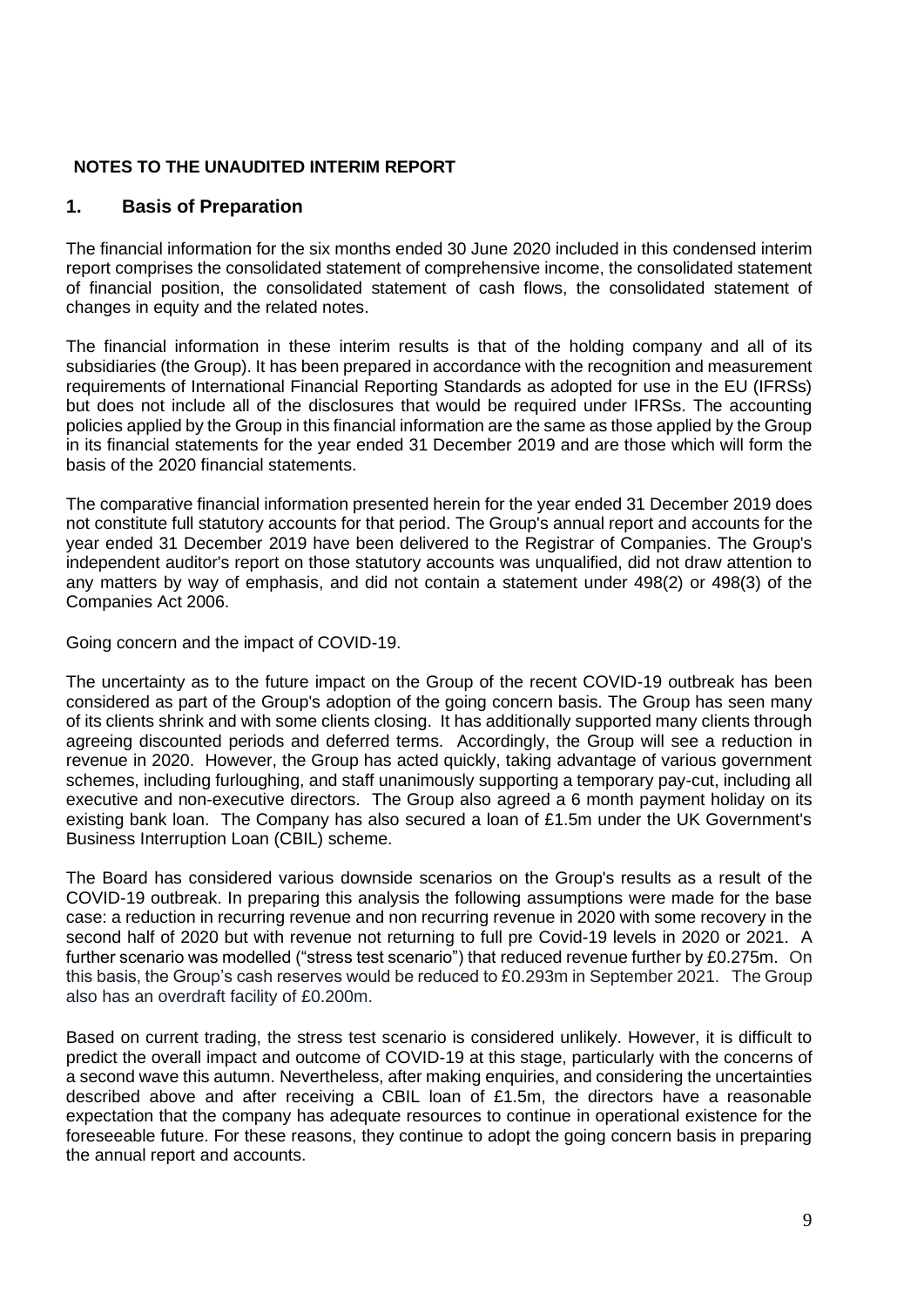## NOTES TO THE UNAUDITED INTERIM REPORT

## 1. Basis of Preparation

The financial information for the six months ended 30 June 2020 included in this condensed interim report comprises the consolidated statement of comprehensive income, the consolidated statement of financial position, the consolidated statement of cash flows, the consolidated statement of changes in equity and the related notes.

The financial information in these interim results is that of the holding company and all of its subsidiaries (the Group). It has been prepared in accordance with the recognition and measurement requirements of International Financial Reporting Standards as adopted for use in the EU (IFRSs) but does not include all of the disclosures that would be required under IFRSs. The accounting policies applied by the Group in this financial information are the same as those applied by the Group in its financial statements for the year ended 31 December 2019 and are those which will form the basis of the 2020 financial statements.

The comparative financial information presented herein for the year ended 31 December 2019 does not constitute full statutory accounts for that period. The Group's annual report and accounts for the year ended 31 December 2019 have been delivered to the Registrar of Companies. The Group's independent auditor's report on those statutory accounts was unqualified, did not draw attention to any matters by way of emphasis, and did not contain a statement under 498(2) or 498(3) of the Companies Act 2006.

Going concern and the impact of COVID-19.

The uncertainty as to the future impact on the Group of the recent COVID-19 outbreak has been considered as part of the Group's adoption of the going concern basis. The Group has seen many of its clients shrink and with some clients closing. It has additionally supported many clients through agreeing discounted periods and deferred terms. Accordingly, the Group will see a reduction in revenue in 2020. However, the Group has acted quickly, taking advantage of various government schemes, including furloughing, and staff unanimously supporting a temporary pay-cut, including all executive and non-executive directors. The Group also agreed a 6 month payment holiday on its existing bank loan. The Company has also secured a loan of £1.5m under the UK Government's Business Interruption Loan (CBIL) scheme.

The Board has considered various downside scenarios on the Group's results as a result of the COVID-19 outbreak. In preparing this analysis the following assumptions were made for the base case: a reduction in recurring revenue and non recurring revenue in 2020 with some recovery in the second half of 2020 but with revenue not returning to full pre Covid-19 levels in 2020 or 2021. A further scenario was modelled ("stress test scenario") that reduced revenue further by £0.275m. On this basis, the Group's cash reserves would be reduced to £0.293m in September 2021. The Group also has an overdraft facility of £0.200m.

Based on current trading, the stress test scenario is considered unlikely. However, it is difficult to predict the overall impact and outcome of COVID-19 at this stage, particularly with the concerns of a second wave this autumn. Nevertheless, after making enquiries, and considering the uncertainties described above and after receiving a CBIL loan of £1.5m, the directors have a reasonable expectation that the company has adequate resources to continue in operational existence for the foreseeable future. For these reasons, they continue to adopt the going concern basis in preparing the annual report and accounts.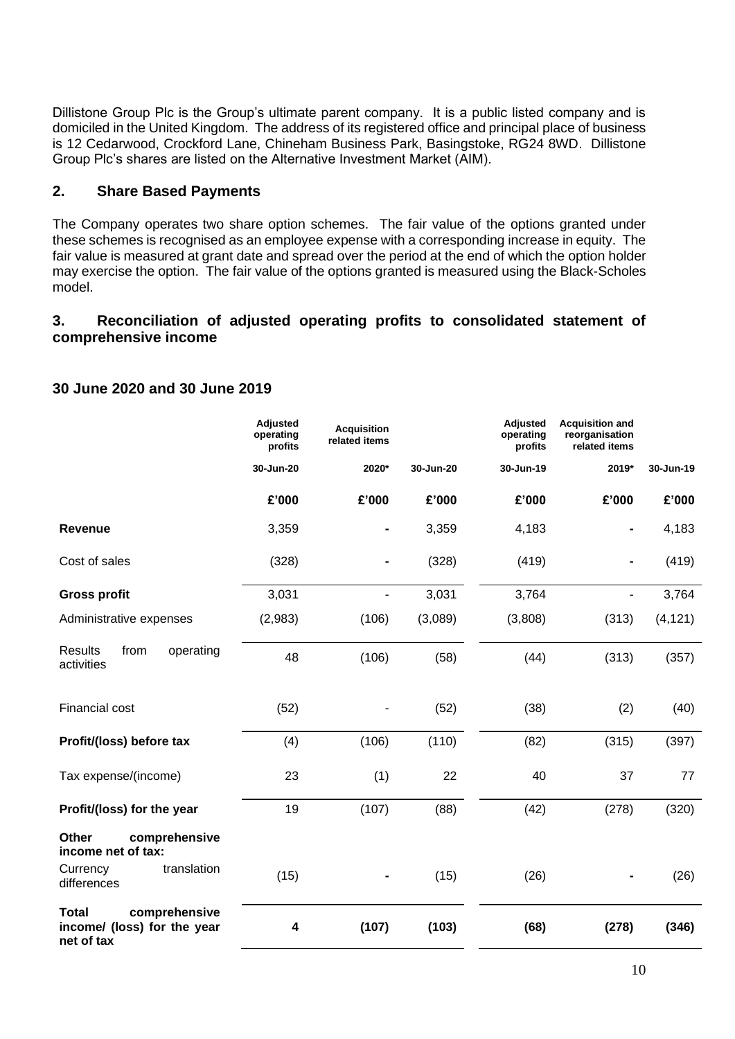Dillistone Group Plc is the Group's ultimate parent company. It is a public listed company and is domiciled in the United Kingdom. The address of its registered office and principal place of business is 12 Cedarwood, Crockford Lane, Chineham Business Park, Basingstoke, RG24 8WD. Dillistone Group Plc's shares are listed on the Alternative Investment Market (AIM).

## 2. Share Based Payments

The Company operates two share option schemes. The fair value of the options granted under these schemes is recognised as an employee expense with a corresponding increase in equity. The fair value is measured at grant date and spread over the period at the end of which the option holder may exercise the option. The fair value of the options granted is measured using the Black-Scholes model.

## 3. Reconciliation of adjusted operating profits to consolidated statement of comprehensive income

### 30 June 2020 and 30 June 2019

| | Adjusted operating profits | Acquisition related items | | Adjusted operating profits | Acquisition and reorganisation related items | |
|---|---|---|---|---|---|---|
| | 30-Jun-20 | 2020* | 30-Jun-20 | 30-Jun-19 | 2019* | 30-Jun-19 |
| | £'000 | £'000 | £'000 | £'000 | £'000 | £'000 |
| **Revenue** | 3,359 | - | 3,359 | 4,183 | - | 4,183 |
| Cost of sales | (328) | - | (328) | (419) | - | (419) |
| **Gross profit** | 3,031 | - | 3,031 | 3,764 | - | 3,764 |
| Administrative expenses | (2,983) | (106) | (3,089) | (3,808) | (313) | (4,121) |
| Results from operating activities | 48 | (106) | (58) | (44) | (313) | (357) |
| Financial cost | (52) | - | (52) | (38) | (2) | (40) |
| **Profit/(loss) before tax** | (4) | (106) | (110) | (82) | (315) | (397) |
| Tax expense/(income) | 23 | (1) | 22 | 40 | 37 | 77 |
| **Profit/(loss) for the year** | 19 | (107) | (88) | (42) | (278) | (320) |
| **Other comprehensive income net of tax:** | | | | | | |
| Currency translation differences | (15) | - | (15) | (26) | - | (26) |
| **Total comprehensive income/ (loss) for the year net of tax** | **4** | **(107)** | **(103)** | **(68)** | **(278)** | **(346)** |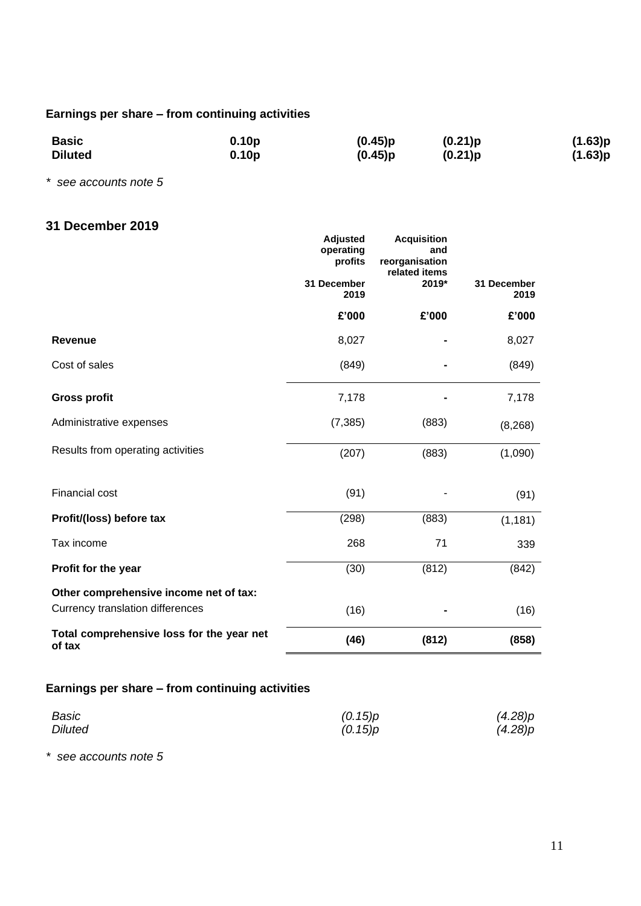## Earnings per share – from continuing activities

| | | | | |
|---|---|---|---|---|
| **Basic** | **0.10p** | **(0.45)p** | **(0.21)p** | **(1.63)p** |
| **Diluted** | **0.10p** | **(0.45)p** | **(0.21)p** | **(1.63)p** |

*\* see accounts note 5*

## 31 December 2019

| | Adjusted operating profits 31 December 2019 | Acquisition and reorganisation related items 2019* | 31 December 2019 |
|---|---|---|---|
| | **£'000** | **£'000** | **£'000** |
| **Revenue** | 8,027 | **-** | 8,027 |
| Cost of sales | (849) | **-** | (849) |
| **Gross profit** | 7,178 | **-** | 7,178 |
| Administrative expenses | (7,385) | (883) | (8,268) |
| Results from operating activities | (207) | (883) | (1,090) |
| Financial cost | (91) | - | (91) |
| **Profit/(loss) before tax** | (298) | (883) | (1,181) |
| Tax income | 268 | 71 | 339 |
| **Profit for the year** | (30) | (812) | (842) |
| **Other comprehensive income net of tax:** | | | |
| Currency translation differences | (16) | **-** | (16) |
| **Total comprehensive loss for the year net of tax** | **(46)** | **(812)** | **(858)** |

## Earnings per share – from continuing activities

| | | |
|---|---|---|
| *Basic* | *(0.15)p* | *(4.28)p* |
| *Diluted* | *(0.15)p* | *(4.28)p* |

*\* see accounts note 5*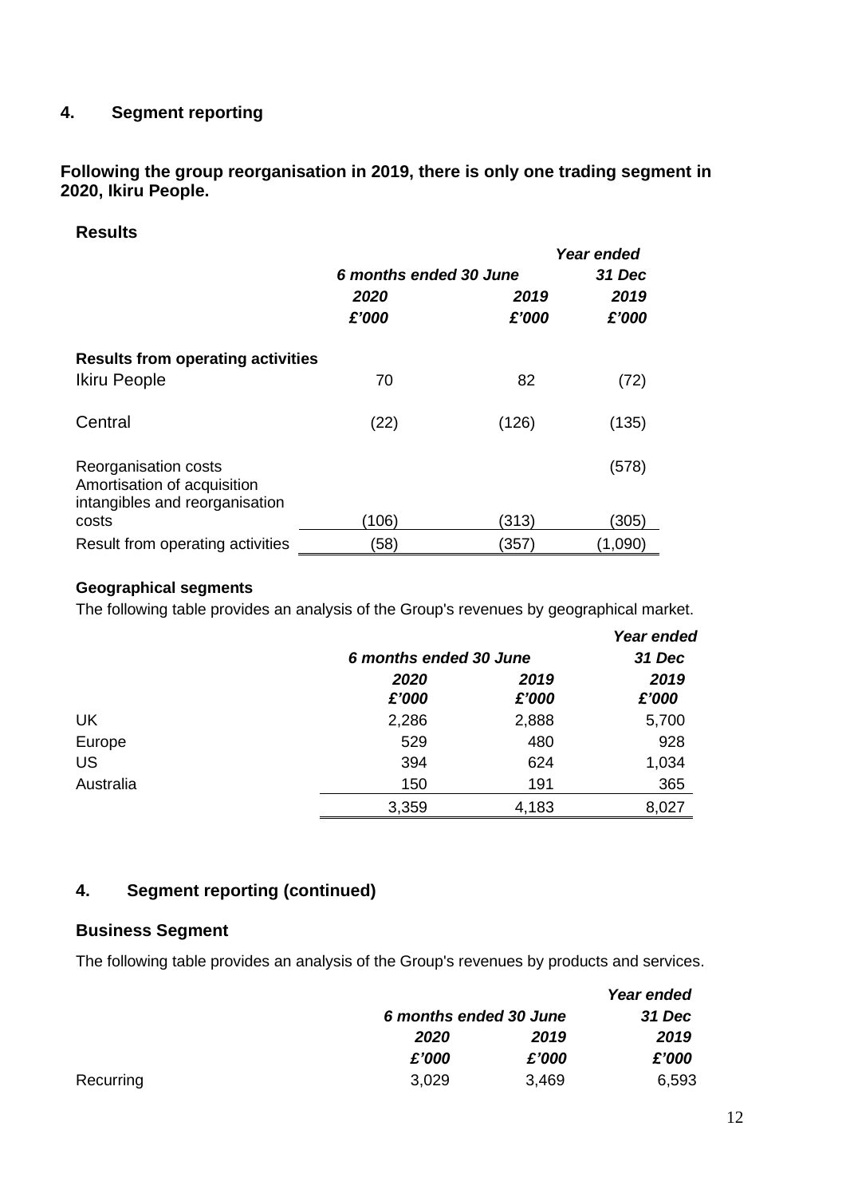## 4. Segment reporting

**Following the group reorganisation in 2019, there is only one trading segment in 2020, Ikiru People.**

### Results

| | *6 months ended 30 June* | | *Year ended 31 Dec* |
|---|---|---|---|
| | ***2020*** | ***2019*** | ***2019*** |
| | ***£'000*** | ***£'000*** | ***£'000*** |
| **Results from operating activities** | | | |
| Ikiru People | 70 | 82 | (72) |
| Central | (22) | (126) | (135) |
| Reorganisation costs | | | (578) |
| Amortisation of acquisition intangibles and reorganisation costs | (106) | (313) | (305) |
| Result from operating activities | (58) | (357) | (1,090) |

**Geographical segments**

The following table provides an analysis of the Group's revenues by geographical market.

| | *6 months ended 30 June* | | *Year ended 31 Dec* |
|---|---|---|---|
| | ***2020*** | ***2019*** | ***2019*** |
| | ***£'000*** | ***£'000*** | ***£'000*** |
| UK | 2,286 | 2,888 | 5,700 |
| Europe | 529 | 480 | 928 |
| US | 394 | 624 | 1,034 |
| Australia | 150 | 191 | 365 |
| | 3,359 | 4,183 | 8,027 |

## 4. Segment reporting (continued)

### Business Segment

The following table provides an analysis of the Group's revenues by products and services.

| | *6 months ended 30 June* | | *Year ended 31 Dec* |
|---|---|---|---|
| | ***2020*** | ***2019*** | ***2019*** |
| | ***£'000*** | ***£'000*** | ***£'000*** |
| Recurring | 3,029 | 3,469 | 6,593 |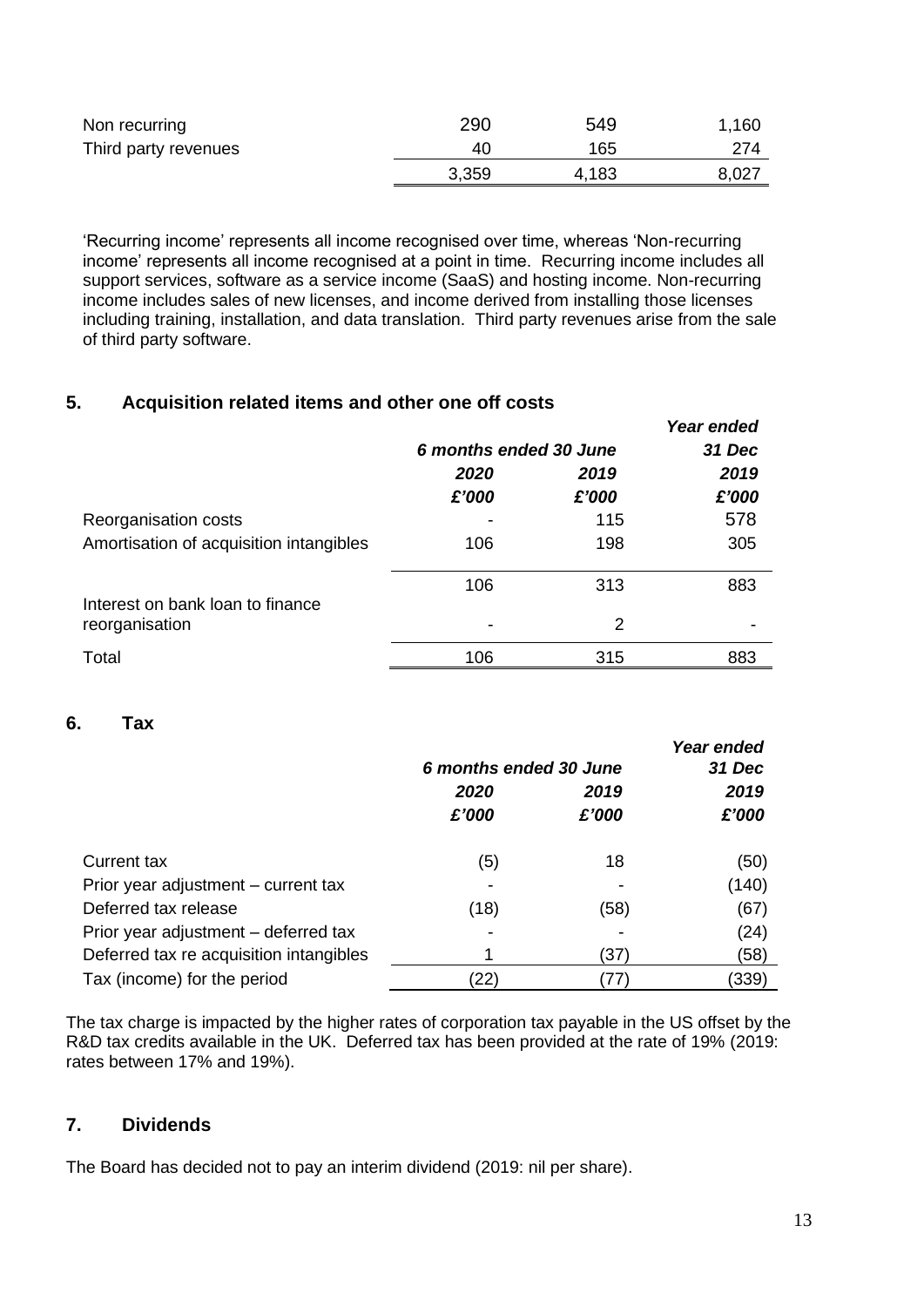| | | | |
|---|---|---|---|
| Non recurring | 290 | 549 | 1,160 |
| Third party revenues | 40 | 165 | 274 |
| | 3,359 | 4,183 | 8,027 |

'Recurring income' represents all income recognised over time, whereas 'Non-recurring income' represents all income recognised at a point in time. Recurring income includes all support services, software as a service income (SaaS) and hosting income. Non-recurring income includes sales of new licenses, and income derived from installing those licenses including training, installation, and data translation. Third party revenues arise from the sale of third party software.

## 5. Acquisition related items and other one off costs

| | *6 months ended 30 June* | | *Year ended 31 Dec* |
|---|---|---|---|
| | ***2020*** | ***2019*** | ***2019*** |
| | ***£'000*** | ***£'000*** | ***£'000*** |
| Reorganisation costs | - | 115 | 578 |
| Amortisation of acquisition intangibles | 106 | 198 | 305 |
| | 106 | 313 | 883 |
| Interest on bank loan to finance reorganisation | - | 2 | - |
| Total | 106 | 315 | 883 |

## 6. Tax

| | *6 months ended 30 June* | | *Year ended 31 Dec* |
|---|---|---|---|
| | ***2020*** | ***2019*** | ***2019*** |
| | ***£'000*** | ***£'000*** | ***£'000*** |
| Current tax | (5) | 18 | (50) |
| Prior year adjustment – current tax | - | - | (140) |
| Deferred tax release | (18) | (58) | (67) |
| Prior year adjustment – deferred tax | - | - | (24) |
| Deferred tax re acquisition intangibles | 1 | (37) | (58) |
| Tax (income) for the period | (22) | (77) | (339) |

The tax charge is impacted by the higher rates of corporation tax payable in the US offset by the R&D tax credits available in the UK. Deferred tax has been provided at the rate of 19% (2019: rates between 17% and 19%).

## 7. Dividends

The Board has decided not to pay an interim dividend (2019: nil per share).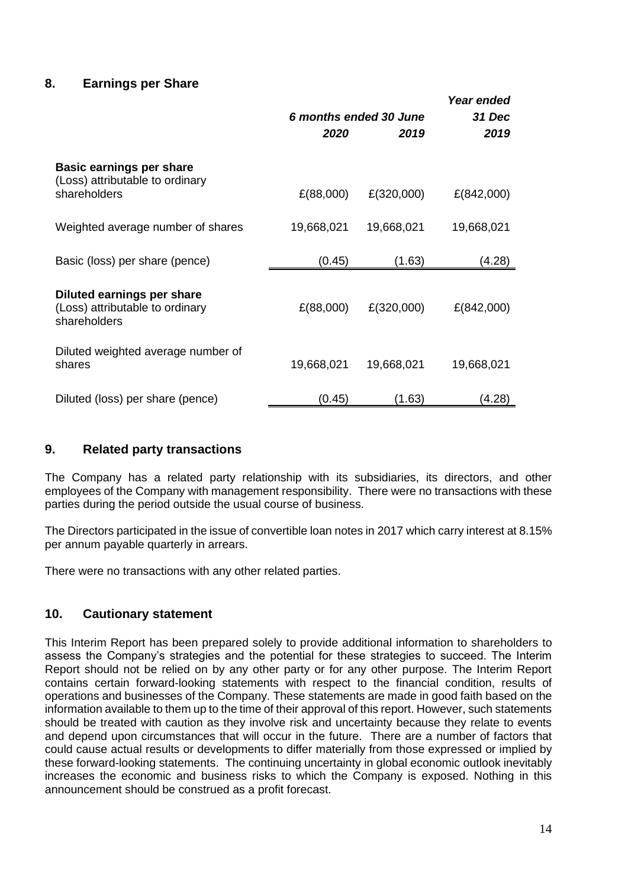## 8. Earnings per Share

| | *6 months ended 30 June* | | *Year ended 31 Dec* |
|---|---|---|---|
| | ***2020*** | ***2019*** | ***2019*** |
| **Basic earnings per share** | | | |
| (Loss) attributable to ordinary shareholders | £(88,000) | £(320,000) | £(842,000) |
| Weighted average number of shares | 19,668,021 | 19,668,021 | 19,668,021 |
| Basic (loss) per share (pence) | (0.45) | (1.63) | (4.28) |
| **Diluted earnings per share** | | | |
| (Loss) attributable to ordinary shareholders | £(88,000) | £(320,000) | £(842,000) |
| Diluted weighted average number of shares | 19,668,021 | 19,668,021 | 19,668,021 |
| Diluted (loss) per share (pence) | (0.45) | (1.63) | (4.28) |

## 9. Related party transactions

The Company has a related party relationship with its subsidiaries, its directors, and other employees of the Company with management responsibility. There were no transactions with these parties during the period outside the usual course of business.

The Directors participated in the issue of convertible loan notes in 2017 which carry interest at 8.15% per annum payable quarterly in arrears.

There were no transactions with any other related parties.

## 10. Cautionary statement

This Interim Report has been prepared solely to provide additional information to shareholders to assess the Company's strategies and the potential for these strategies to succeed. The Interim Report should not be relied on by any other party or for any other purpose. The Interim Report contains certain forward-looking statements with respect to the financial condition, results of operations and businesses of the Company. These statements are made in good faith based on the information available to them up to the time of their approval of this report. However, such statements should be treated with caution as they involve risk and uncertainty because they relate to events and depend upon circumstances that will occur in the future. There are a number of factors that could cause actual results or developments to differ materially from those expressed or implied by these forward-looking statements. The continuing uncertainty in global economic outlook inevitably increases the economic and business risks to which the Company is exposed. Nothing in this announcement should be construed as a profit forecast.